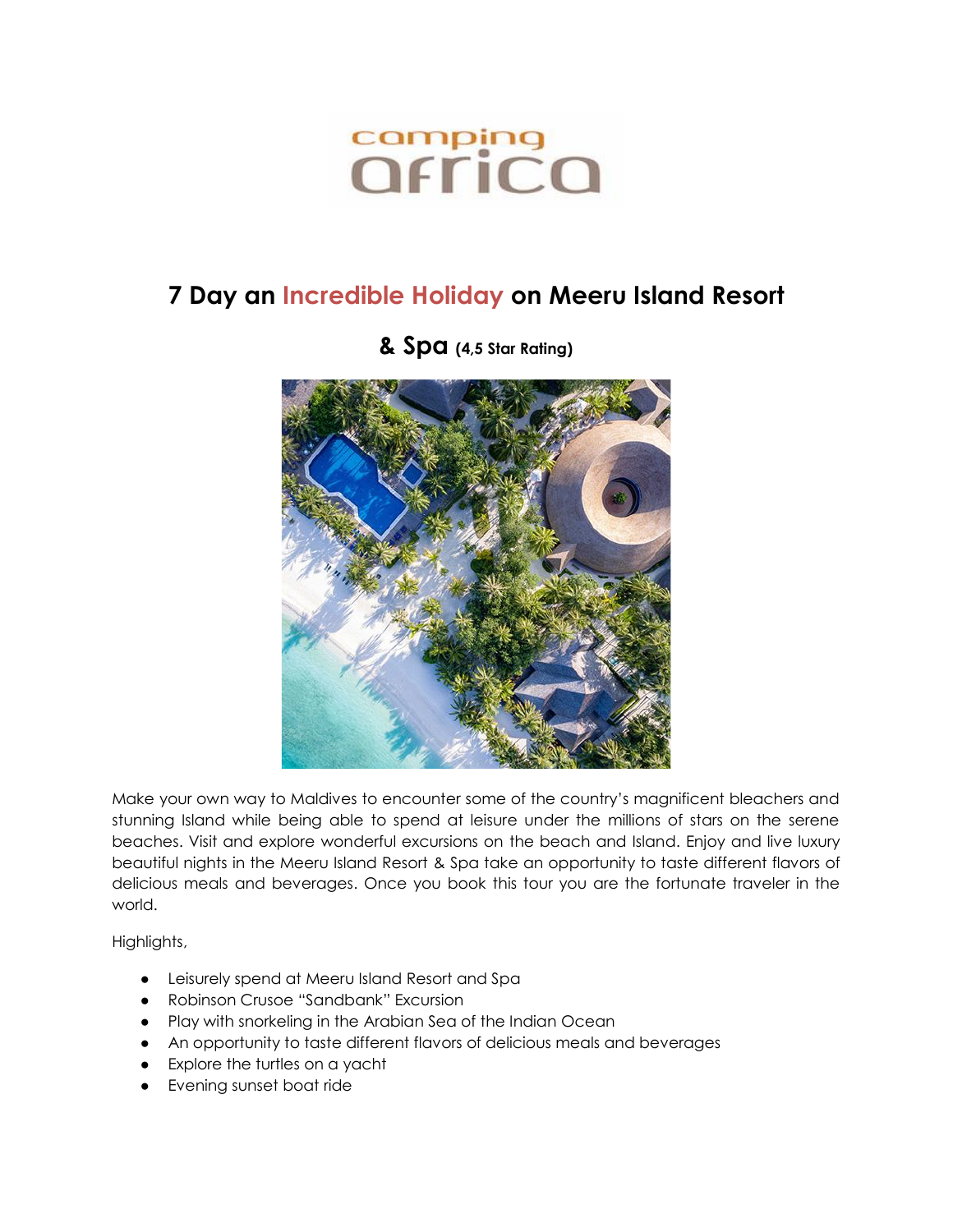camping
africa

# 7 Day an Incredible Holiday on Meeru Island Resort & Spa (4,5 Star Rating)

Make your own way to Maldives to encounter some of the country's magnificent bleachers and stunning Island while being able to spend at leisure under the millions of stars on the serene beaches. Visit and explore wonderful excursions on the beach and Island. Enjoy and live luxury beautiful nights in the Meeru Island Resort & Spa take an opportunity to taste different flavors of delicious meals and beverages. Once you book this tour you are the fortunate traveler in the world.

Highlights,

- Leisurely spend at Meeru Island Resort and Spa
- Robinson Crusoe "Sandbank" Excursion
- Play with snorkeling in the Arabian Sea of the Indian Ocean
- An opportunity to taste different flavors of delicious meals and beverages
- Explore the turtles on a yacht
- Evening sunset boat ride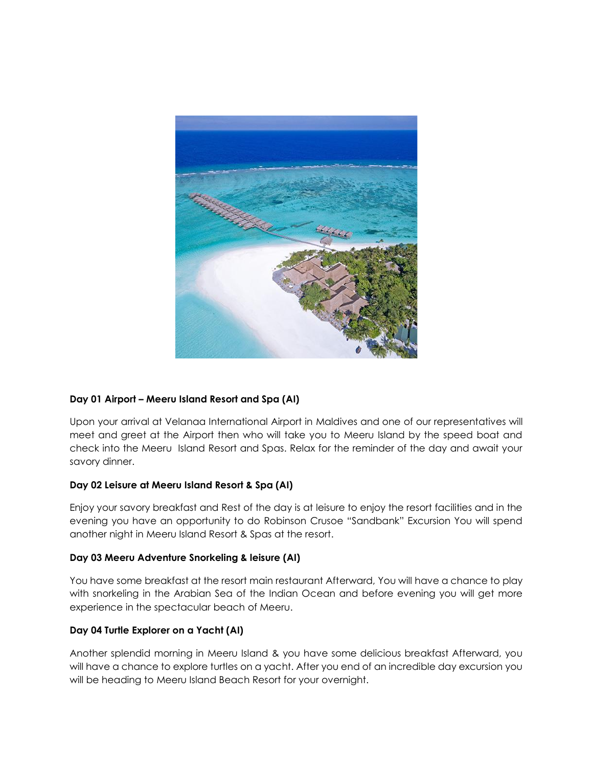**Day 01 Airport – Meeru Island Resort and Spa (AI)**

Upon your arrival at Velanaa International Airport in Maldives and one of our representatives will meet and greet at the Airport then who will take you to Meeru Island by the speed boat and check into the Meeru  Island Resort and Spas. Relax for the reminder of the day and await your savory dinner.

**Day 02 Leisure at Meeru Island Resort & Spa (AI)**

Enjoy your savory breakfast and Rest of the day is at leisure to enjoy the resort facilities and in the evening you have an opportunity to do Robinson Crusoe "Sandbank" Excursion You will spend another night in Meeru Island Resort & Spas at the resort.

**Day 03 Meeru Adventure Snorkeling & leisure (AI)**

You have some breakfast at the resort main restaurant Afterward, You will have a chance to play with snorkeling in the Arabian Sea of the Indian Ocean and before evening you will get more experience in the spectacular beach of Meeru.

**Day 04 Turtle Explorer on a Yacht (AI)**

Another splendid morning in Meeru Island & you have some delicious breakfast Afterward, you will have a chance to explore turtles on a yacht. After you end of an incredible day excursion you will be heading to Meeru Island Beach Resort for your overnight.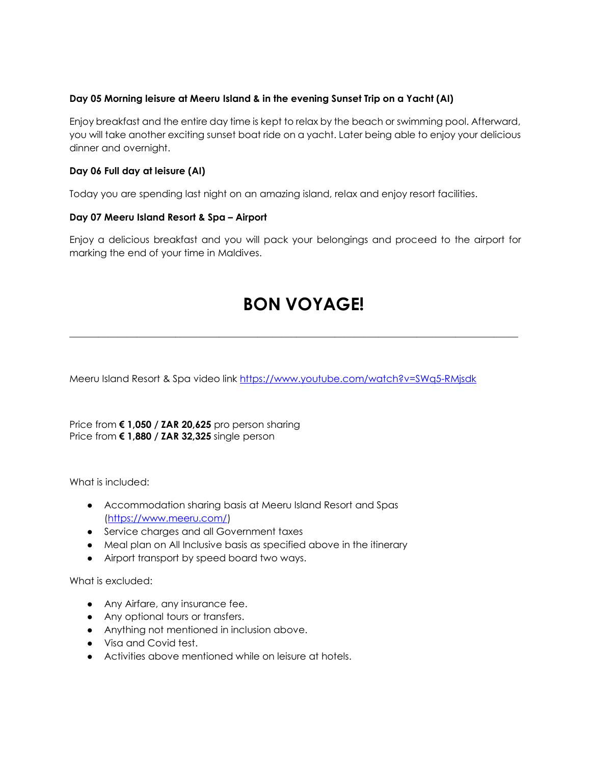**Day 05 Morning leisure at Meeru Island & in the evening Sunset Trip on a Yacht (AI)**

Enjoy breakfast and the entire day time is kept to relax by the beach or swimming pool. Afterward, you will take another exciting sunset boat ride on a yacht. Later being able to enjoy your delicious dinner and overnight.

**Day 06 Full day at leisure (AI)**

Today you are spending last night on an amazing island, relax and enjoy resort facilities.

**Day 07 Meeru Island Resort & Spa – Airport**

Enjoy a delicious breakfast and you will pack your belongings and proceed to the airport for marking the end of your time in Maldives.

# BON VOYAGE!

---

Meeru Island Resort & Spa video link https://www.youtube.com/watch?v=SWq5-RMjsdk

Price from **€ 1,050 / ZAR 20,625** pro person sharing
Price from **€ 1,880 / ZAR 32,325** single person

What is included:

- Accommodation sharing basis at Meeru Island Resort and Spas (https://www.meeru.com/)
- Service charges and all Government taxes
- Meal plan on All Inclusive basis as specified above in the itinerary
- Airport transport by speed board two ways.

What is excluded:

- Any Airfare, any insurance fee.
- Any optional tours or transfers.
- Anything not mentioned in inclusion above.
- Visa and Covid test.
- Activities above mentioned while on leisure at hotels.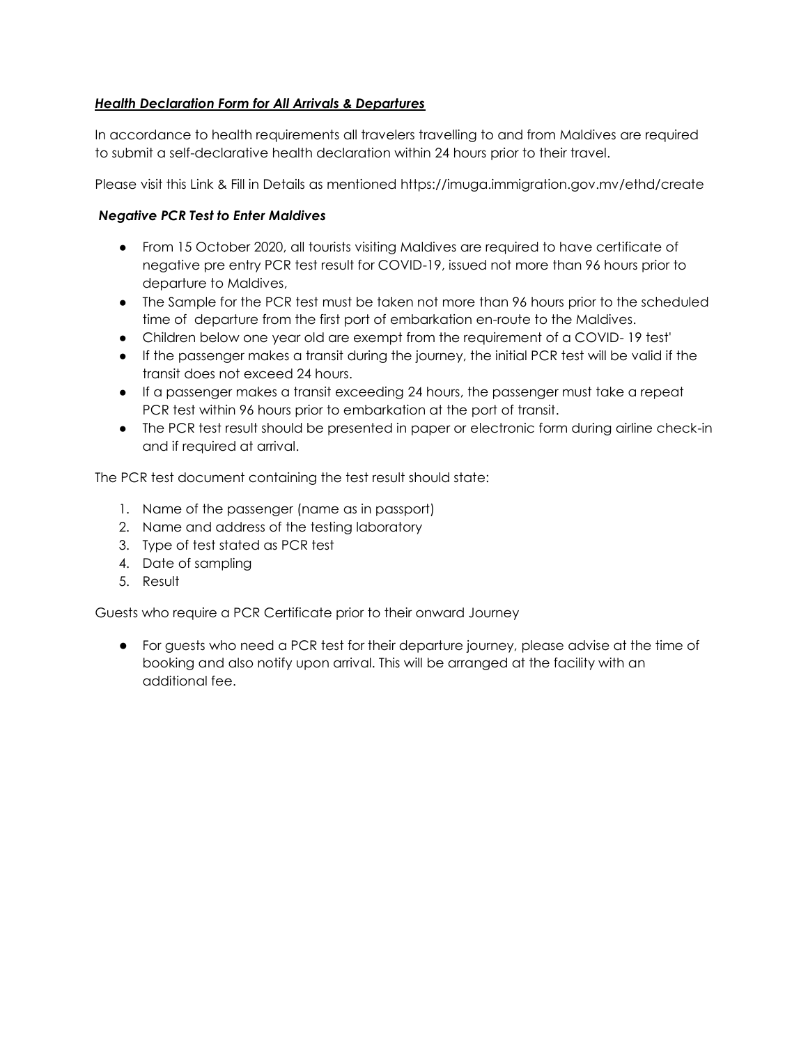***Health Declaration Form for All Arrivals & Departures***

In accordance to health requirements all travelers travelling to and from Maldives are required to submit a self-declarative health declaration within 24 hours prior to their travel.

Please visit this Link & Fill in Details as mentioned https://imuga.immigration.gov.mv/ethd/create

***Negative PCR Test to Enter Maldives***

- From 15 October 2020, all tourists visiting Maldives are required to have certificate of negative pre entry PCR test result for COVID-19, issued not more than 96 hours prior to departure to Maldives,
- The Sample for the PCR test must be taken not more than 96 hours prior to the scheduled time of departure from the first port of embarkation en-route to the Maldives.
- Children below one year old are exempt from the requirement of a COVID- 19 test'
- If the passenger makes a transit during the journey, the initial PCR test will be valid if the transit does not exceed 24 hours.
- If a passenger makes a transit exceeding 24 hours, the passenger must take a repeat PCR test within 96 hours prior to embarkation at the port of transit.
- The PCR test result should be presented in paper or electronic form during airline check-in and if required at arrival.

The PCR test document containing the test result should state:

1. Name of the passenger (name as in passport)
2. Name and address of the testing laboratory
3. Type of test stated as PCR test
4. Date of sampling
5. Result

Guests who require a PCR Certificate prior to their onward Journey

- For guests who need a PCR test for their departure journey, please advise at the time of booking and also notify upon arrival. This will be arranged at the facility with an additional fee.